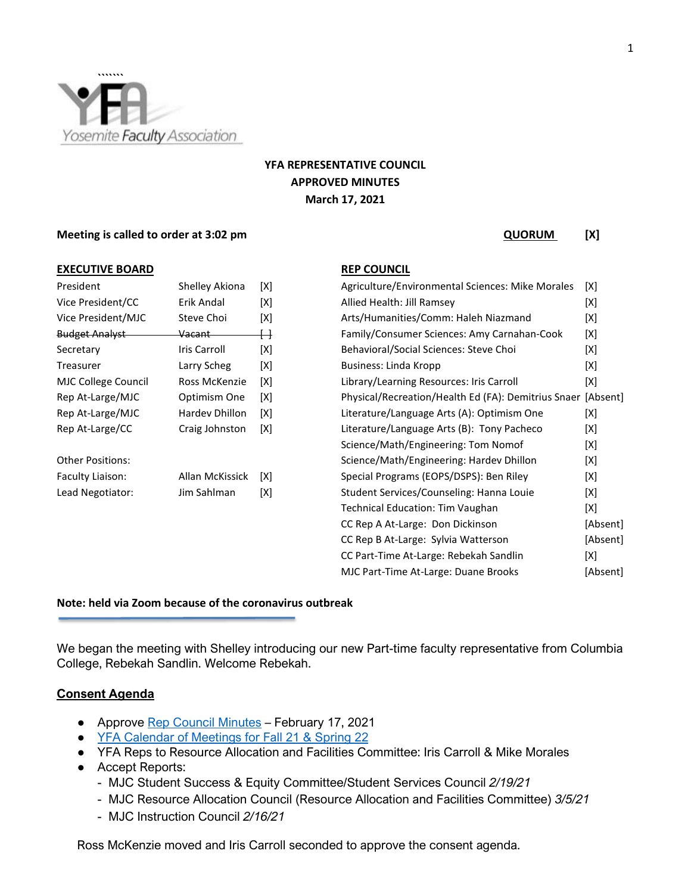Yosemite Faculty Association

**YFA REPRESENTATIVE COUNCIL**
**APPROVED MINUTES**
**March 17, 2021**

**Meeting is called to order at 3:02 pm** **QUORUM** [X]

**EXECUTIVE BOARD**

| Position | Name | Present |
| --- | --- | --- |
| President | Shelley Akiona | [X] |
| Vice President/CC | Erik Andal | [X] |
| Vice President/MJC | Steve Choi | [X] |
| ~~Budget Analyst~~ | ~~Vacant~~ | ~~[ ]~~ |
| Secretary | Iris Carroll | [X] |
| Treasurer | Larry Scheg | [X] |
| MJC College Council | Ross McKenzie | [X] |
| Rep At-Large/MJC | Optimism One | [X] |
| Rep At-Large/MJC | Hardev Dhillon | [X] |
| Rep At-Large/CC | Craig Johnston | [X] |

Other Positions:

| Position | Name | Present |
| --- | --- | --- |
| Faculty Liaison: | Allan McKissick | [X] |
| Lead Negotiator: | Jim Sahlman | [X] |

**REP COUNCIL**

| Representative | Present |
| --- | --- |
| Agriculture/Environmental Sciences: Mike Morales | [X] |
| Allied Health: Jill Ramsey | [X] |
| Arts/Humanities/Comm: Haleh Niazmand | [X] |
| Family/Consumer Sciences: Amy Carnahan-Cook | [X] |
| Behavioral/Social Sciences: Steve Choi | [X] |
| Business: Linda Kropp | [X] |
| Library/Learning Resources: Iris Carroll | [X] |
| Physical/Recreation/Health Ed (FA): Demitrius Snaer | [Absent] |
| Literature/Language Arts (A): Optimism One | [X] |
| Literature/Language Arts (B): Tony Pacheco | [X] |
| Science/Math/Engineering: Tom Nomof | [X] |
| Science/Math/Engineering: Hardev Dhillon | [X] |
| Special Programs (EOPS/DSPS): Ben Riley | [X] |
| Student Services/Counseling: Hanna Louie | [X] |
| Technical Education: Tim Vaughan | [X] |
| CC Rep A At-Large: Don Dickinson | [Absent] |
| CC Rep B At-Large: Sylvia Watterson | [Absent] |
| CC Part-Time At-Large: Rebekah Sandlin | [X] |
| MJC Part-Time At-Large: Duane Brooks | [Absent] |

**Note: held via Zoom because of the coronavirus outbreak**

We began the meeting with Shelley introducing our new Part-time faculty representative from Columbia College, Rebekah Sandlin. Welcome Rebekah.

## Consent Agenda

- Approve Rep Council Minutes – February 17, 2021
- YFA Calendar of Meetings for Fall 21 & Spring 22
- YFA Reps to Resource Allocation and Facilities Committee: Iris Carroll & Mike Morales
- Accept Reports:
  - MJC Student Success & Equity Committee/Student Services Council *2/19/21*
  - MJC Resource Allocation Council (Resource Allocation and Facilities Committee) *3/5/21*
  - MJC Instruction Council *2/16/21*

Ross McKenzie moved and Iris Carroll seconded to approve the consent agenda.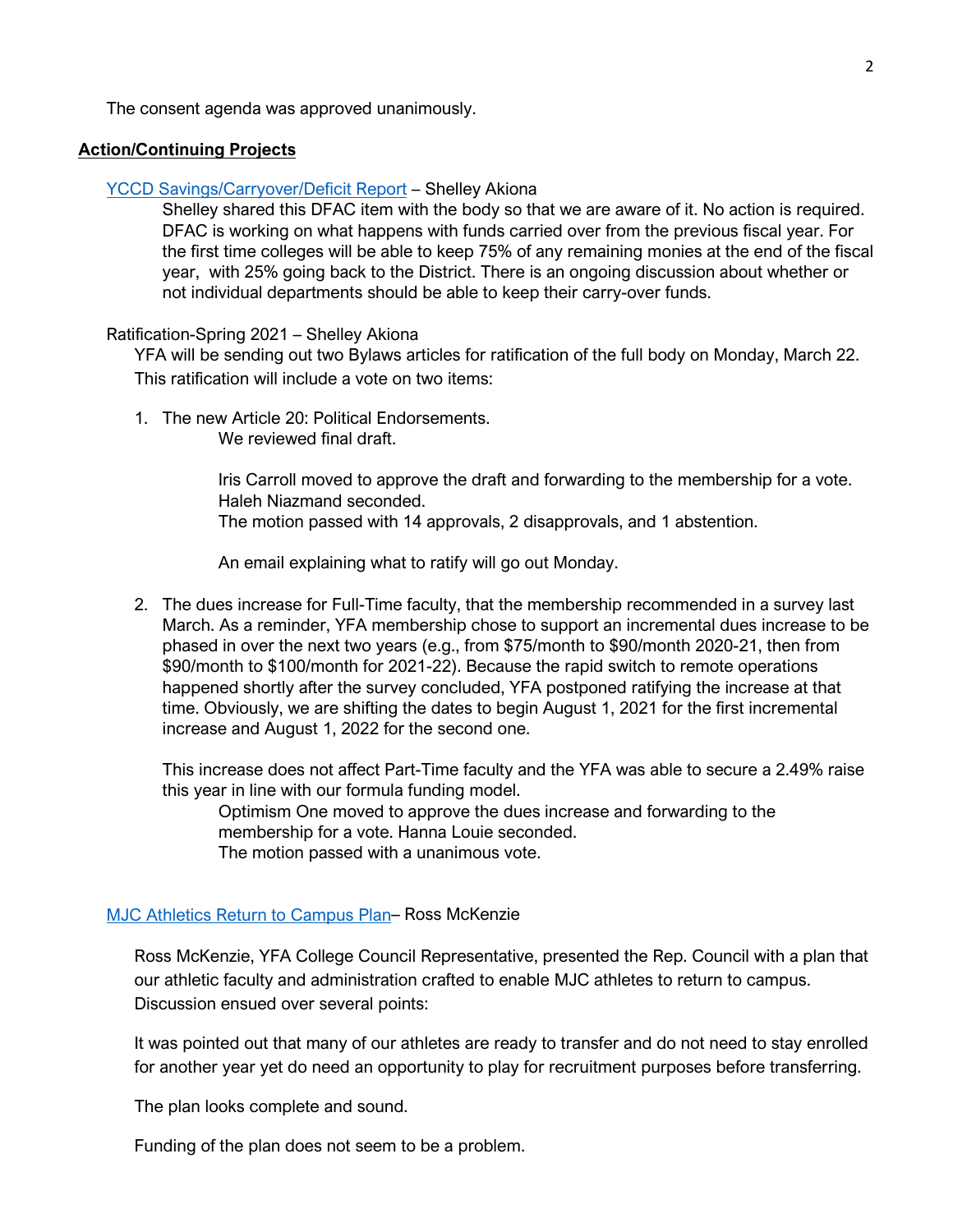The consent agenda was approved unanimously.

**Action/Continuing Projects**

YCCD Savings/Carryover/Deficit Report – Shelley Akiona

Shelley shared this DFAC item with the body so that we are aware of it. No action is required. DFAC is working on what happens with funds carried over from the previous fiscal year. For the first time colleges will be able to keep 75% of any remaining monies at the end of the fiscal year, with 25% going back to the District. There is an ongoing discussion about whether or not individual departments should be able to keep their carry-over funds.

Ratification-Spring 2021 – Shelley Akiona

YFA will be sending out two Bylaws articles for ratification of the full body on Monday, March 22. This ratification will include a vote on two items:

1. The new Article 20: Political Endorsements.

   We reviewed final draft.

   Iris Carroll moved to approve the draft and forwarding to the membership for a vote. Haleh Niazmand seconded.
   The motion passed with 14 approvals, 2 disapprovals, and 1 abstention.

   An email explaining what to ratify will go out Monday.

2. The dues increase for Full-Time faculty, that the membership recommended in a survey last March. As a reminder, YFA membership chose to support an incremental dues increase to be phased in over the next two years (e.g., from $75/month to $90/month 2020-21, then from $90/month to $100/month for 2021-22). Because the rapid switch to remote operations happened shortly after the survey concluded, YFA postponed ratifying the increase at that time. Obviously, we are shifting the dates to begin August 1, 2021 for the first incremental increase and August 1, 2022 for the second one.

   This increase does not affect Part-Time faculty and the YFA was able to secure a 2.49% raise this year in line with our formula funding model.

   Optimism One moved to approve the dues increase and forwarding to the membership for a vote. Hanna Louie seconded.
   The motion passed with a unanimous vote.

MJC Athletics Return to Campus Plan– Ross McKenzie

Ross McKenzie, YFA College Council Representative, presented the Rep. Council with a plan that our athletic faculty and administration crafted to enable MJC athletes to return to campus. Discussion ensued over several points:

It was pointed out that many of our athletes are ready to transfer and do not need to stay enrolled for another year yet do need an opportunity to play for recruitment purposes before transferring.

The plan looks complete and sound.

Funding of the plan does not seem to be a problem.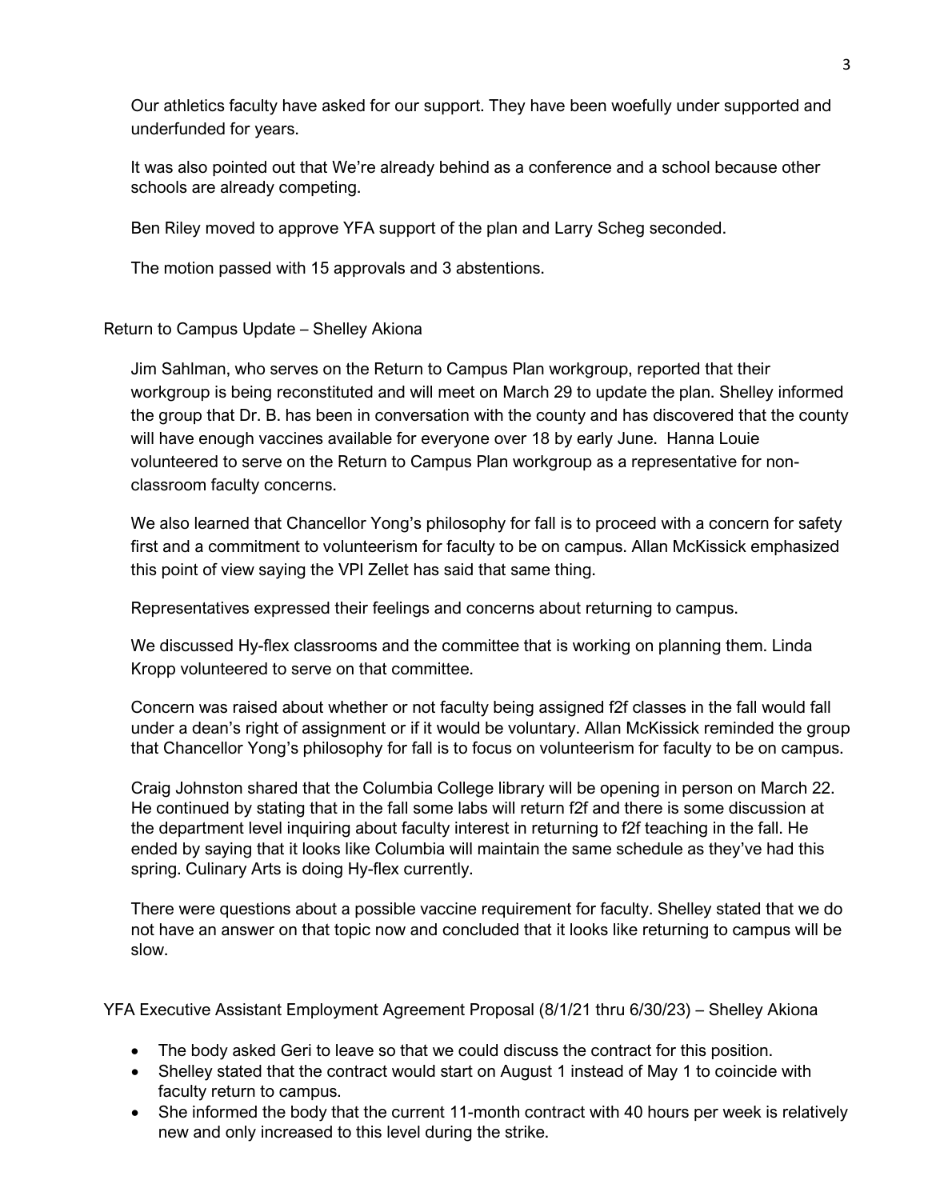Our athletics faculty have asked for our support. They have been woefully under supported and underfunded for years.

It was also pointed out that We're already behind as a conference and a school because other schools are already competing.

Ben Riley moved to approve YFA support of the plan and Larry Scheg seconded.

The motion passed with 15 approvals and 3 abstentions.

Return to Campus Update – Shelley Akiona

Jim Sahlman, who serves on the Return to Campus Plan workgroup, reported that their workgroup is being reconstituted and will meet on March 29 to update the plan. Shelley informed the group that Dr. B. has been in conversation with the county and has discovered that the county will have enough vaccines available for everyone over 18 by early June. Hanna Louie volunteered to serve on the Return to Campus Plan workgroup as a representative for non-classroom faculty concerns.

We also learned that Chancellor Yong's philosophy for fall is to proceed with a concern for safety first and a commitment to volunteerism for faculty to be on campus. Allan McKissick emphasized this point of view saying the VPI Zellet has said that same thing.

Representatives expressed their feelings and concerns about returning to campus.

We discussed Hy-flex classrooms and the committee that is working on planning them. Linda Kropp volunteered to serve on that committee.

Concern was raised about whether or not faculty being assigned f2f classes in the fall would fall under a dean's right of assignment or if it would be voluntary. Allan McKissick reminded the group that Chancellor Yong's philosophy for fall is to focus on volunteerism for faculty to be on campus.

Craig Johnston shared that the Columbia College library will be opening in person on March 22. He continued by stating that in the fall some labs will return f2f and there is some discussion at the department level inquiring about faculty interest in returning to f2f teaching in the fall. He ended by saying that it looks like Columbia will maintain the same schedule as they've had this spring. Culinary Arts is doing Hy-flex currently.

There were questions about a possible vaccine requirement for faculty. Shelley stated that we do not have an answer on that topic now and concluded that it looks like returning to campus will be slow.

YFA Executive Assistant Employment Agreement Proposal (8/1/21 thru 6/30/23) – Shelley Akiona

- The body asked Geri to leave so that we could discuss the contract for this position.
- Shelley stated that the contract would start on August 1 instead of May 1 to coincide with faculty return to campus.
- She informed the body that the current 11-month contract with 40 hours per week is relatively new and only increased to this level during the strike.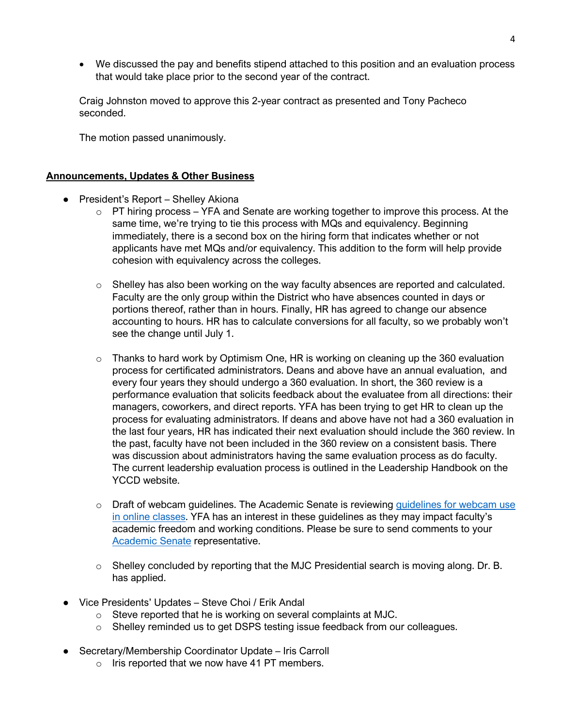- We discussed the pay and benefits stipend attached to this position and an evaluation process that would take place prior to the second year of the contract.

Craig Johnston moved to approve this 2-year contract as presented and Tony Pacheco seconded.

The motion passed unanimously.

**Announcements, Updates & Other Business**

- President's Report – Shelley Akiona
  - PT hiring process – YFA and Senate are working together to improve this process. At the same time, we're trying to tie this process with MQs and equivalency. Beginning immediately, there is a second box on the hiring form that indicates whether or not applicants have met MQs and/or equivalency. This addition to the form will help provide cohesion with equivalency across the colleges.

  - Shelley has also been working on the way faculty absences are reported and calculated. Faculty are the only group within the District who have absences counted in days or portions thereof, rather than in hours. Finally, HR has agreed to change our absence accounting to hours. HR has to calculate conversions for all faculty, so we probably won't see the change until July 1.

  - Thanks to hard work by Optimism One, HR is working on cleaning up the 360 evaluation process for certificated administrators. Deans and above have an annual evaluation, and every four years they should undergo a 360 evaluation. In short, the 360 review is a performance evaluation that solicits feedback about the evaluatee from all directions: their managers, coworkers, and direct reports. YFA has been trying to get HR to clean up the process for evaluating administrators. If deans and above have not had a 360 evaluation in the last four years, HR has indicated their next evaluation should include the 360 review. In the past, faculty have not been included in the 360 review on a consistent basis. There was discussion about administrators having the same evaluation process as do faculty. The current leadership evaluation process is outlined in the Leadership Handbook on the YCCD website.

  - Draft of webcam guidelines. The Academic Senate is reviewing guidelines for webcam use in online classes. YFA has an interest in these guidelines as they may impact faculty's academic freedom and working conditions. Please be sure to send comments to your Academic Senate representative.

  - Shelley concluded by reporting that the MJC Presidential search is moving along. Dr. B. has applied.

- Vice Presidents' Updates – Steve Choi / Erik Andal
  - Steve reported that he is working on several complaints at MJC.
  - Shelley reminded us to get DSPS testing issue feedback from our colleagues.

- Secretary/Membership Coordinator Update – Iris Carroll
  - Iris reported that we now have 41 PT members.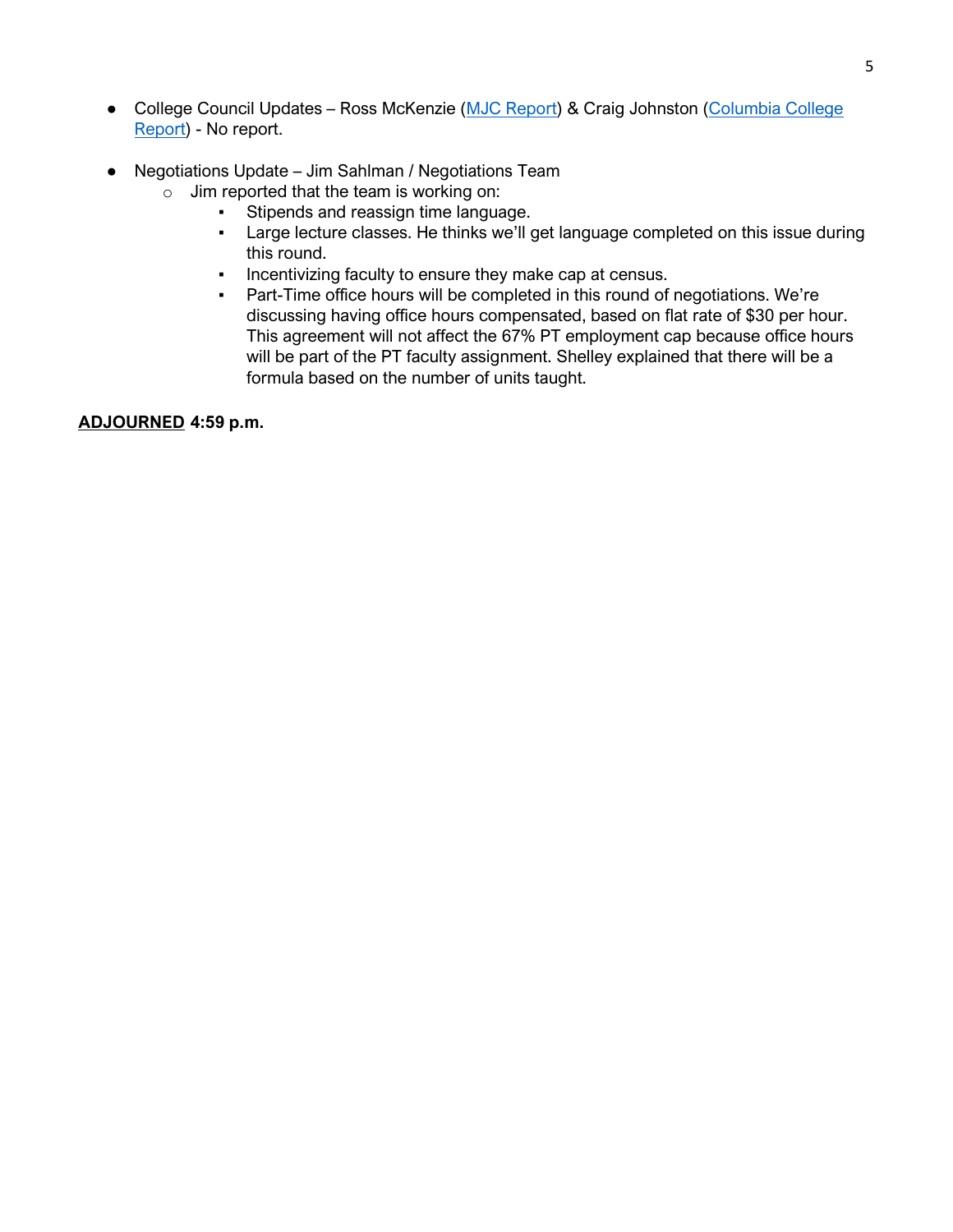- College Council Updates – Ross McKenzie (MJC Report) & Craig Johnston (Columbia College Report) - No report.

- Negotiations Update – Jim Sahlman / Negotiations Team
  - Jim reported that the team is working on:
    - Stipends and reassign time language.
    - Large lecture classes. He thinks we'll get language completed on this issue during this round.
    - Incentivizing faculty to ensure they make cap at census.
    - Part-Time office hours will be completed in this round of negotiations. We're discussing having office hours compensated, based on flat rate of $30 per hour. This agreement will not affect the 67% PT employment cap because office hours will be part of the PT faculty assignment. Shelley explained that there will be a formula based on the number of units taught.

**ADJOURNED 4:59 p.m.**